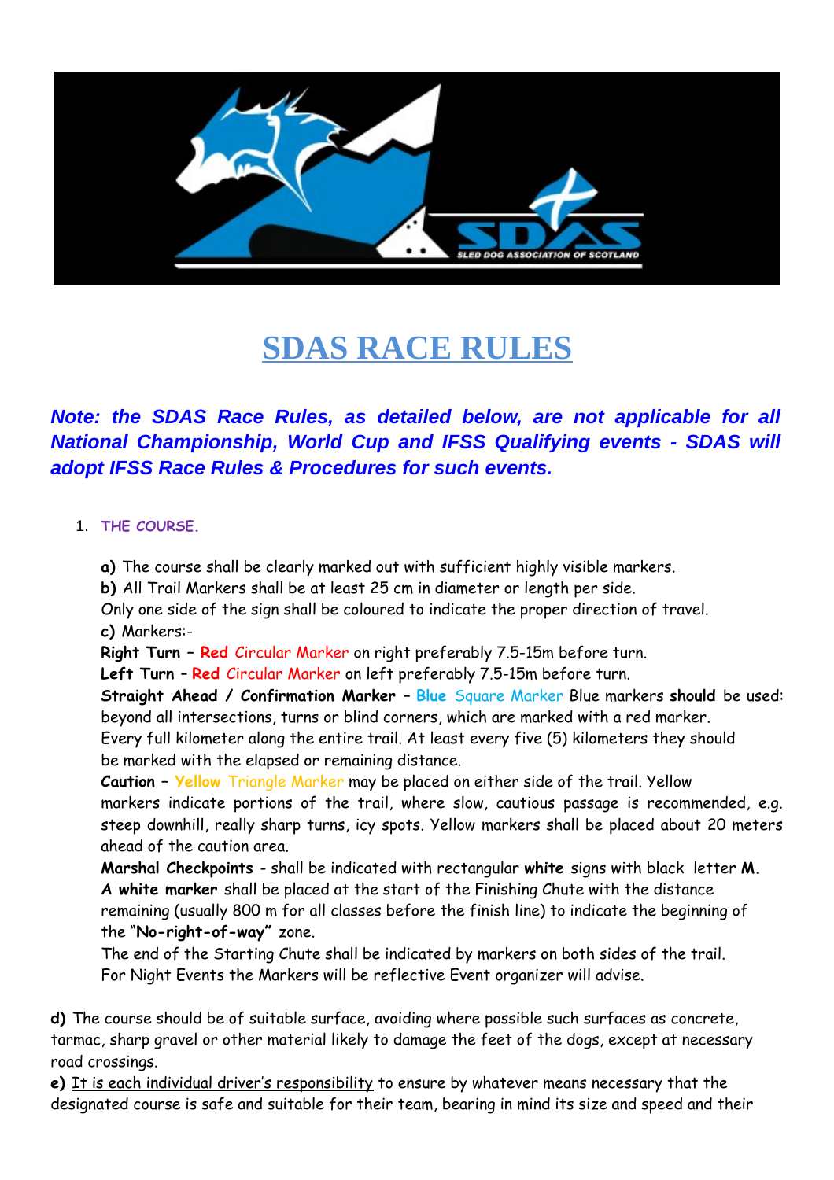# SDAS RACE RULES

***Note: the SDAS Race Rules, as detailed below, are not applicable for all National Championship, World Cup and IFSS Qualifying events - SDAS will adopt IFSS Race Rules & Procedures for such events.***

1. **THE COURSE.**

**a)** The course shall be clearly marked out with sufficient highly visible markers.
**b)** All Trail Markers shall be at least 25 cm in diameter or length per side.
Only one side of the sign shall be coloured to indicate the proper direction of travel.
**c)** Markers:-
**Right Turn – Red** Circular Marker on right preferably 7.5-15m before turn.
**Left Turn – Red** Circular Marker on left preferably 7.5-15m before turn.
**Straight Ahead / Confirmation Marker – Blue** Square Marker Blue markers **should** be used: beyond all intersections, turns or blind corners, which are marked with a red marker.
Every full kilometer along the entire trail. At least every five (5) kilometers they should be marked with the elapsed or remaining distance.
**Caution – Yellow** Triangle Marker may be placed on either side of the trail. Yellow markers indicate portions of the trail, where slow, cautious passage is recommended, e.g. steep downhill, really sharp turns, icy spots. Yellow markers shall be placed about 20 meters ahead of the caution area.
**Marshal Checkpoints** - shall be indicated with rectangular **white** signs with black letter **M.**
**A white marker** shall be placed at the start of the Finishing Chute with the distance remaining (usually 800 m for all classes before the finish line) to indicate the beginning of the "**No-right-of-way"** zone.
The end of the Starting Chute shall be indicated by markers on both sides of the trail.
For Night Events the Markers will be reflective Event organizer will advise.

**d)** The course should be of suitable surface, avoiding where possible such surfaces as concrete, tarmac, sharp gravel or other material likely to damage the feet of the dogs, except at necessary road crossings.
**e)** It is each individual driver's responsibility to ensure by whatever means necessary that the designated course is safe and suitable for their team, bearing in mind its size and speed and their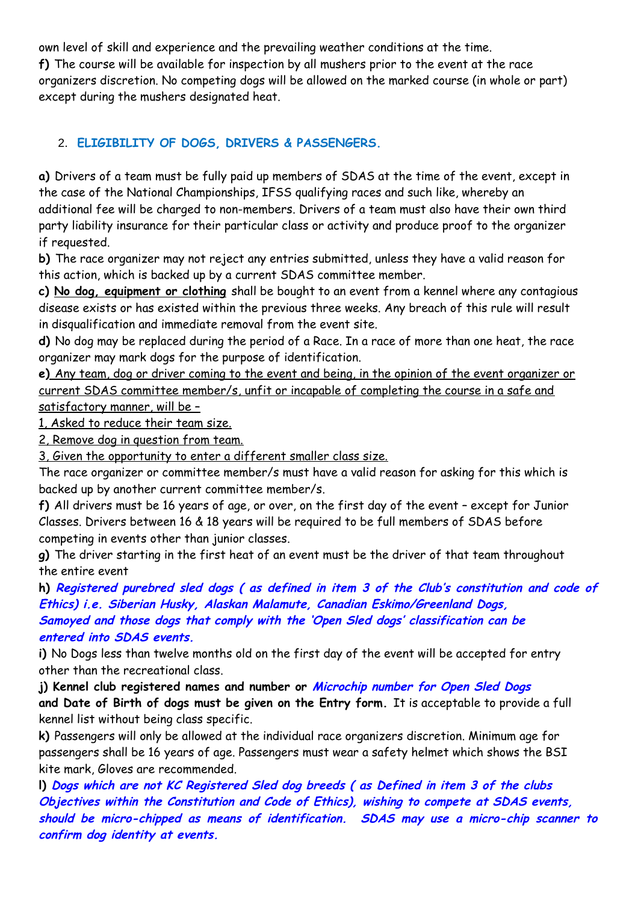own level of skill and experience and the prevailing weather conditions at the time.

**f)** The course will be available for inspection by all mushers prior to the event at the race organizers discretion. No competing dogs will be allowed on the marked course (in whole or part) except during the mushers designated heat.

## 2. ELIGIBILITY OF DOGS, DRIVERS & PASSENGERS.

**a)** Drivers of a team must be fully paid up members of SDAS at the time of the event, except in the case of the National Championships, IFSS qualifying races and such like, whereby an additional fee will be charged to non-members. Drivers of a team must also have their own third party liability insurance for their particular class or activity and produce proof to the organizer if requested.

**b)** The race organizer may not reject any entries submitted, unless they have a valid reason for this action, which is backed up by a current SDAS committee member.

**c)** **No dog, equipment or clothing** shall be bought to an event from a kennel where any contagious disease exists or has existed within the previous three weeks. Any breach of this rule will result in disqualification and immediate removal from the event site.

**d)** No dog may be replaced during the period of a Race. In a race of more than one heat, the race organizer may mark dogs for the purpose of identification.

**e)** Any team, dog or driver coming to the event and being, in the opinion of the event organizer or current SDAS committee member/s, unfit or incapable of completing the course in a safe and satisfactory manner, will be –

1, Asked to reduce their team size.

2, Remove dog in question from team.

3, Given the opportunity to enter a different smaller class size.

The race organizer or committee member/s must have a valid reason for asking for this which is backed up by another current committee member/s.

**f)** All drivers must be 16 years of age, or over, on the first day of the event – except for Junior Classes. Drivers between 16 & 18 years will be required to be full members of SDAS before competing in events other than junior classes.

**g)** The driver starting in the first heat of an event must be the driver of that team throughout the entire event

**h)** ***Registered purebred sled dogs ( as defined in item 3 of the Club's constitution and code of Ethics) i.e. Siberian Husky, Alaskan Malamute, Canadian Eskimo/Greenland Dogs, Samoyed and those dogs that comply with the 'Open Sled dogs' classification can be entered into SDAS events.***

**i)** No Dogs less than twelve months old on the first day of the event will be accepted for entry other than the recreational class.

**j) Kennel club registered names and number or *Microchip number for Open Sled Dogs* and Date of Birth of dogs must be given on the Entry form.** It is acceptable to provide a full kennel list without being class specific.

**k)** Passengers will only be allowed at the individual race organizers discretion. Minimum age for passengers shall be 16 years of age. Passengers must wear a safety helmet which shows the BSI kite mark, Gloves are recommended.

**l)** ***Dogs which are not KC Registered Sled dog breeds ( as Defined in item 3 of the clubs Objectives within the Constitution and Code of Ethics), wishing to compete at SDAS events, should be micro-chipped as means of identification. SDAS may use a micro-chip scanner to confirm dog identity at events.***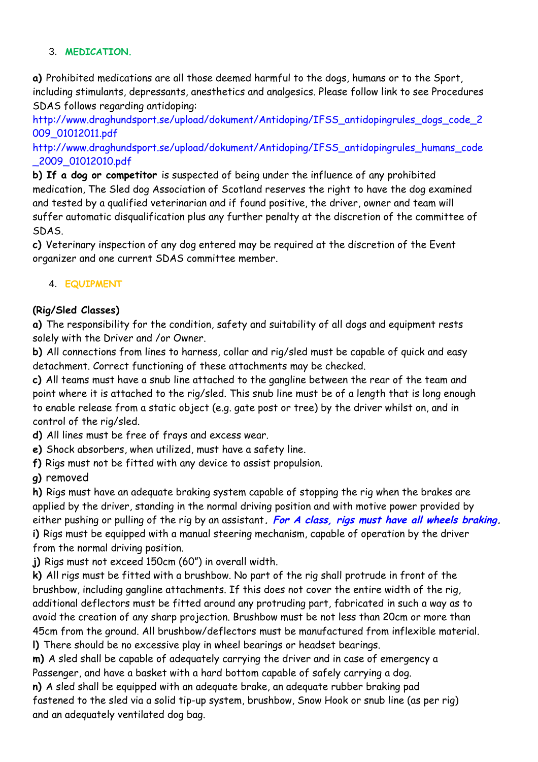3. **MEDICATION.**

**a)** Prohibited medications are all those deemed harmful to the dogs, humans or to the Sport, including stimulants, depressants, anesthetics and analgesics. Please follow link to see Procedures SDAS follows regarding antidoping:
http://www.draghundsport.se/upload/dokument/Antidoping/IFSS_antidopingrules_dogs_code_2009_01012011.pdf
http://www.draghundsport.se/upload/dokument/Antidoping/IFSS_antidopingrules_humans_code_2009_01012010.pdf
**b) If a dog or competitor** is suspected of being under the influence of any prohibited medication, The Sled dog Association of Scotland reserves the right to have the dog examined and tested by a qualified veterinarian and if found positive, the driver, owner and team will suffer automatic disqualification plus any further penalty at the discretion of the committee of SDAS.
**c)** Veterinary inspection of any dog entered may be required at the discretion of the Event organizer and one current SDAS committee member.

4. **EQUIPMENT**

**(Rig/Sled Classes)**
**a)** The responsibility for the condition, safety and suitability of all dogs and equipment rests solely with the Driver and /or Owner.
**b)** All connections from lines to harness, collar and rig/sled must be capable of quick and easy detachment. Correct functioning of these attachments may be checked.
**c)** All teams must have a snub line attached to the gangline between the rear of the team and point where it is attached to the rig/sled. This snub line must be of a length that is long enough to enable release from a static object (e.g. gate post or tree) by the driver whilst on, and in control of the rig/sled.
**d)** All lines must be free of frays and excess wear.
**e)** Shock absorbers, when utilized, must have a safety line.
**f)** Rigs must not be fitted with any device to assist propulsion.
**g)** removed
**h)** Rigs must have an adequate braking system capable of stopping the rig when the brakes are applied by the driver, standing in the normal driving position and with motive power provided by either pushing or pulling of the rig by an assistant***. For A class, rigs must have all wheels braking.***
**i)** Rigs must be equipped with a manual steering mechanism, capable of operation by the driver from the normal driving position.
**j)** Rigs must not exceed 150cm (60") in overall width.
**k)** All rigs must be fitted with a brushbow. No part of the rig shall protrude in front of the brushbow, including gangline attachments. If this does not cover the entire width of the rig, additional deflectors must be fitted around any protruding part, fabricated in such a way as to avoid the creation of any sharp projection. Brushbow must be not less than 20cm or more than 45cm from the ground. All brushbow/deflectors must be manufactured from inflexible material.
**l)** There should be no excessive play in wheel bearings or headset bearings.
**m)** A sled shall be capable of adequately carrying the driver and in case of emergency a Passenger, and have a basket with a hard bottom capable of safely carrying a dog.
**n)** A sled shall be equipped with an adequate brake, an adequate rubber braking pad fastened to the sled via a solid tip-up system, brushbow, Snow Hook or snub line (as per rig) and an adequately ventilated dog bag.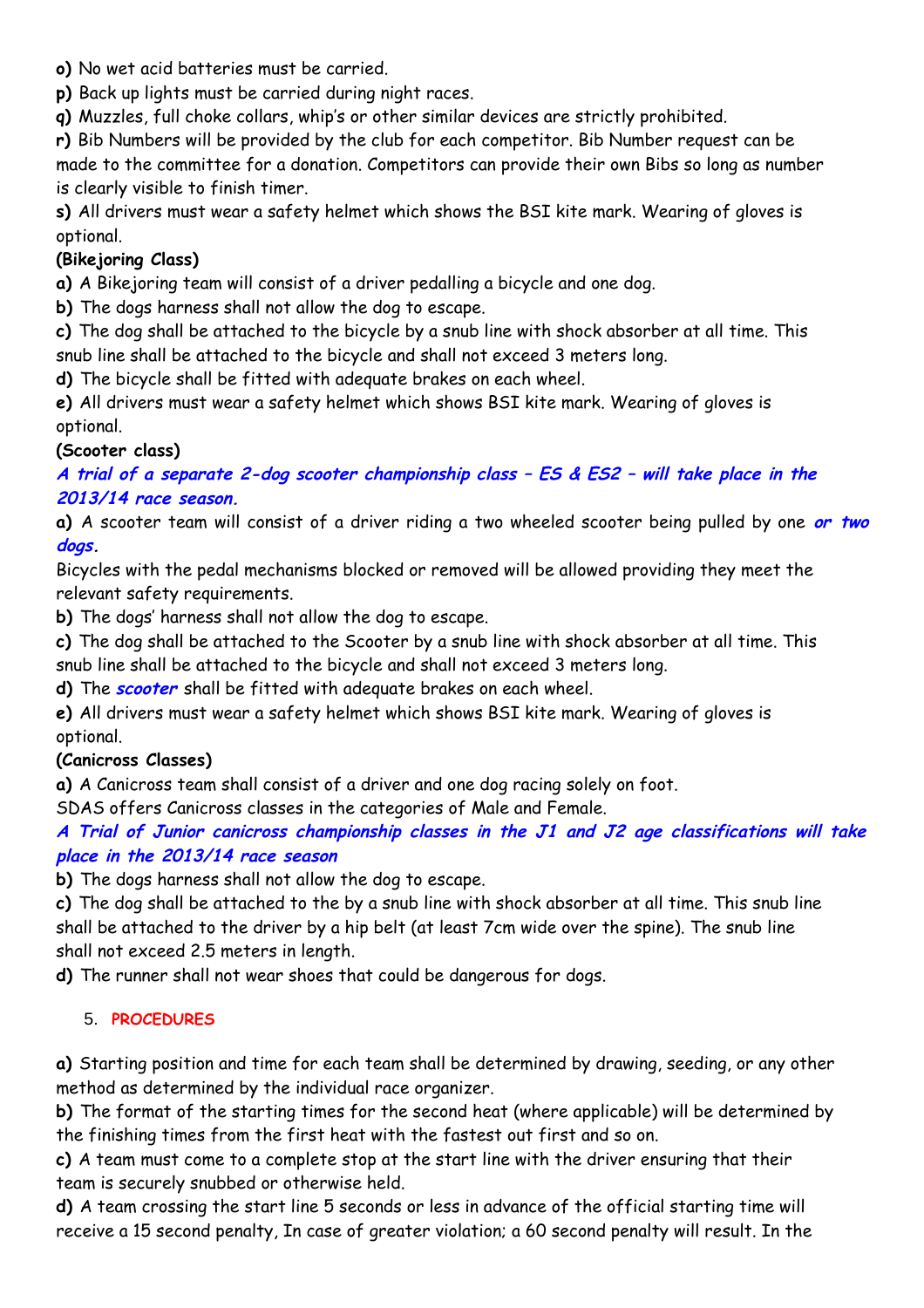**o)** No wet acid batteries must be carried.

**p)** Back up lights must be carried during night races.

**q)** Muzzles, full choke collars, whip's or other similar devices are strictly prohibited.

**r)** Bib Numbers will be provided by the club for each competitor. Bib Number request can be made to the committee for a donation. Competitors can provide their own Bibs so long as number is clearly visible to finish timer.

**s)** All drivers must wear a safety helmet which shows the BSI kite mark. Wearing of gloves is optional.

**(Bikejoring Class)**

**a)** A Bikejoring team will consist of a driver pedalling a bicycle and one dog.

**b)** The dogs harness shall not allow the dog to escape.

**c)** The dog shall be attached to the bicycle by a snub line with shock absorber at all time. This snub line shall be attached to the bicycle and shall not exceed 3 meters long.

**d)** The bicycle shall be fitted with adequate brakes on each wheel.

**e)** All drivers must wear a safety helmet which shows BSI kite mark. Wearing of gloves is optional.

**(Scooter class)**

***A trial of a separate 2-dog scooter championship class – ES & ES2 – will take place in the 2013/14 race season.***

**a)** A scooter team will consist of a driver riding a two wheeled scooter being pulled by one ***or two dogs.***

Bicycles with the pedal mechanisms blocked or removed will be allowed providing they meet the relevant safety requirements.

**b)** The dogs' harness shall not allow the dog to escape.

**c)** The dog shall be attached to the Scooter by a snub line with shock absorber at all time. This snub line shall be attached to the bicycle and shall not exceed 3 meters long.

**d)** The ***scooter*** shall be fitted with adequate brakes on each wheel.

**e)** All drivers must wear a safety helmet which shows BSI kite mark. Wearing of gloves is optional.

**(Canicross Classes)**

**a)** A Canicross team shall consist of a driver and one dog racing solely on foot.

SDAS offers Canicross classes in the categories of Male and Female.

***A Trial of Junior canicross championship classes in the J1 and J2 age classifications will take place in the 2013/14 race season***

**b)** The dogs harness shall not allow the dog to escape.

**c)** The dog shall be attached to the by a snub line with shock absorber at all time. This snub line shall be attached to the driver by a hip belt (at least 7cm wide over the spine). The snub line shall not exceed 2.5 meters in length.

**d)** The runner shall not wear shoes that could be dangerous for dogs.

## 5. PROCEDURES

**a)** Starting position and time for each team shall be determined by drawing, seeding, or any other method as determined by the individual race organizer.

**b)** The format of the starting times for the second heat (where applicable) will be determined by the finishing times from the first heat with the fastest out first and so on.

**c)** A team must come to a complete stop at the start line with the driver ensuring that their team is securely snubbed or otherwise held.

**d)** A team crossing the start line 5 seconds or less in advance of the official starting time will receive a 15 second penalty, In case of greater violation; a 60 second penalty will result. In the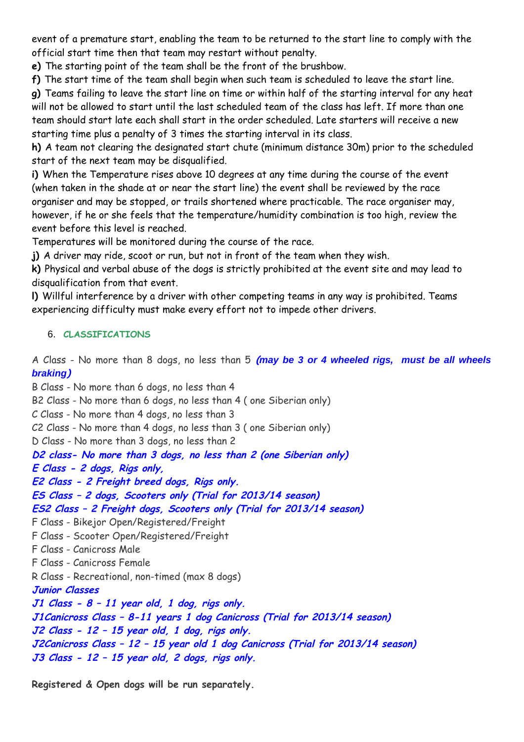event of a premature start, enabling the team to be returned to the start line to comply with the official start time then that team may restart without penalty.

**e)** The starting point of the team shall be the front of the brushbow.

**f)** The start time of the team shall begin when such team is scheduled to leave the start line.

**g)** Teams failing to leave the start line on time or within half of the starting interval for any heat will not be allowed to start until the last scheduled team of the class has left. If more than one team should start late each shall start in the order scheduled. Late starters will receive a new starting time plus a penalty of 3 times the starting interval in its class.

**h)** A team not clearing the designated start chute (minimum distance 30m) prior to the scheduled start of the next team may be disqualified.

**i)** When the Temperature rises above 10 degrees at any time during the course of the event (when taken in the shade at or near the start line) the event shall be reviewed by the race organiser and may be stopped, or trails shortened where practicable. The race organiser may, however, if he or she feels that the temperature/humidity combination is too high, review the event before this level is reached.

Temperatures will be monitored during the course of the race.

**j)** A driver may ride, scoot or run, but not in front of the team when they wish.

**k)** Physical and verbal abuse of the dogs is strictly prohibited at the event site and may lead to disqualification from that event.

**l)** Willful interference by a driver with other competing teams in any way is prohibited. Teams experiencing difficulty must make every effort not to impede other drivers.

## 6. CLASSIFICATIONS

A Class - No more than 8 dogs, no less than 5 ***(may be 3 or 4 wheeled rigs, must be all wheels braking)***

B Class - No more than 6 dogs, no less than 4

B2 Class - No more than 6 dogs, no less than 4 ( one Siberian only)

C Class - No more than 4 dogs, no less than 3

C2 Class - No more than 4 dogs, no less than 3 ( one Siberian only)

D Class - No more than 3 dogs, no less than 2

***D2 class- No more than 3 dogs, no less than 2 (one Siberian only)***

***E Class - 2 dogs, Rigs only,***

***E2 Class - 2 Freight breed dogs, Rigs only.***

***ES Class – 2 dogs, Scooters only (Trial for 2013/14 season)***

***ES2 Class – 2 Freight dogs, Scooters only (Trial for 2013/14 season)***

F Class - Bikejor Open/Registered/Freight

F Class - Scooter Open/Registered/Freight

F Class - Canicross Male

F Class - Canicross Female

R Class - Recreational, non-timed (max 8 dogs)

***Junior Classes***

***J1 Class - 8 – 11 year old, 1 dog, rigs only.***

***J1Canicross Class – 8-11 years 1 dog Canicross (Trial for 2013/14 season)***

***J2 Class - 12 – 15 year old, 1 dog, rigs only.***

***J2Canicross Class – 12 – 15 year old 1 dog Canicross (Trial for 2013/14 season)***

***J3 Class - 12 – 15 year old, 2 dogs, rigs only.***

**Registered & Open dogs will be run separately.**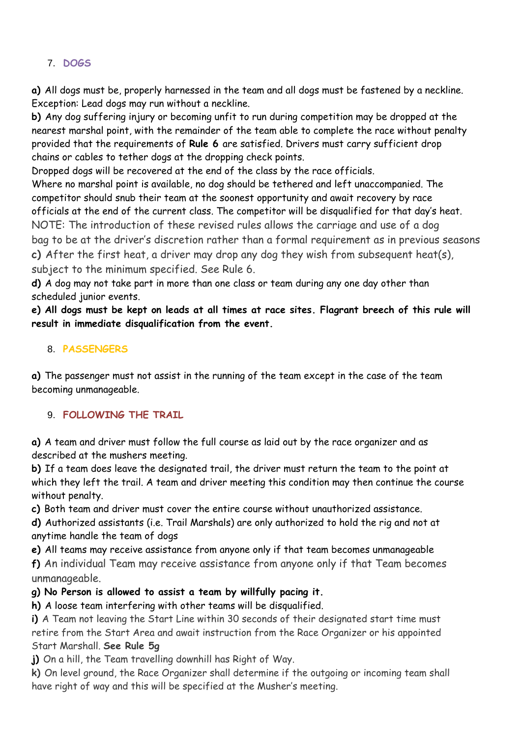## 7. DOGS

**a)** All dogs must be, properly harnessed in the team and all dogs must be fastened by a neckline. Exception: Lead dogs may run without a neckline.

**b)** Any dog suffering injury or becoming unfit to run during competition may be dropped at the nearest marshal point, with the remainder of the team able to complete the race without penalty provided that the requirements of **Rule 6** are satisfied. Drivers must carry sufficient drop chains or cables to tether dogs at the dropping check points.

Dropped dogs will be recovered at the end of the class by the race officials.

Where no marshal point is available, no dog should be tethered and left unaccompanied. The competitor should snub their team at the soonest opportunity and await recovery by race officials at the end of the current class. The competitor will be disqualified for that day's heat.

NOTE: The introduction of these revised rules allows the carriage and use of a dog bag to be at the driver's discretion rather than a formal requirement as in previous seasons

**c)** After the first heat, a driver may drop any dog they wish from subsequent heat(s), subject to the minimum specified. See Rule 6.

**d)** A dog may not take part in more than one class or team during any one day other than scheduled junior events.

**e) All dogs must be kept on leads at all times at race sites. Flagrant breech of this rule will result in immediate disqualification from the event.**

## 8. PASSENGERS

**a)** The passenger must not assist in the running of the team except in the case of the team becoming unmanageable.

## 9. FOLLOWING THE TRAIL

**a)** A team and driver must follow the full course as laid out by the race organizer and as described at the mushers meeting.

**b)** If a team does leave the designated trail, the driver must return the team to the point at which they left the trail. A team and driver meeting this condition may then continue the course without penalty.

**c)** Both team and driver must cover the entire course without unauthorized assistance.

**d)** Authorized assistants (i.e. Trail Marshals) are only authorized to hold the rig and not at anytime handle the team of dogs

**e)** All teams may receive assistance from anyone only if that team becomes unmanageable

**f)** An individual Team may receive assistance from anyone only if that Team becomes unmanageable.

**g) No Person is allowed to assist a team by willfully pacing it.**

**h)** A loose team interfering with other teams will be disqualified.

**i)** A Team not leaving the Start Line within 30 seconds of their designated start time must retire from the Start Area and await instruction from the Race Organizer or his appointed Start Marshall. **See Rule 5g**

**j)** On a hill, the Team travelling downhill has Right of Way.

**k)** On level ground, the Race Organizer shall determine if the outgoing or incoming team shall have right of way and this will be specified at the Musher's meeting.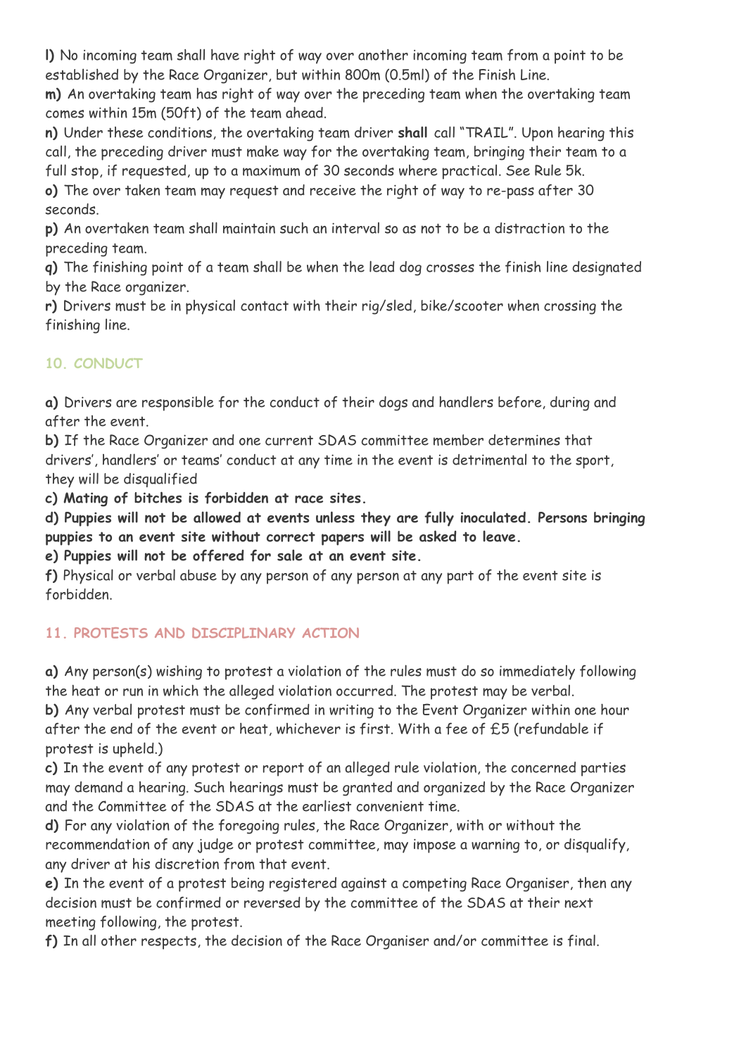**l)** No incoming team shall have right of way over another incoming team from a point to be established by the Race Organizer, but within 800m (0.5ml) of the Finish Line.

**m)** An overtaking team has right of way over the preceding team when the overtaking team comes within 15m (50ft) of the team ahead.

**n)** Under these conditions, the overtaking team driver **shall** call "TRAIL". Upon hearing this call, the preceding driver must make way for the overtaking team, bringing their team to a full stop, if requested, up to a maximum of 30 seconds where practical. See Rule 5k.

**o)** The over taken team may request and receive the right of way to re-pass after 30 seconds.

**p)** An overtaken team shall maintain such an interval so as not to be a distraction to the preceding team.

**q)** The finishing point of a team shall be when the lead dog crosses the finish line designated by the Race organizer.

**r)** Drivers must be in physical contact with their rig/sled, bike/scooter when crossing the finishing line.

## 10. CONDUCT

**a)** Drivers are responsible for the conduct of their dogs and handlers before, during and after the event.

**b)** If the Race Organizer and one current SDAS committee member determines that drivers', handlers' or teams' conduct at any time in the event is detrimental to the sport, they will be disqualified

**c) Mating of bitches is forbidden at race sites.**

**d) Puppies will not be allowed at events unless they are fully inoculated. Persons bringing puppies to an event site without correct papers will be asked to leave.**

**e) Puppies will not be offered for sale at an event site.**

**f)** Physical or verbal abuse by any person of any person at any part of the event site is forbidden.

## 11. PROTESTS AND DISCIPLINARY ACTION

**a)** Any person(s) wishing to protest a violation of the rules must do so immediately following the heat or run in which the alleged violation occurred. The protest may be verbal.

**b)** Any verbal protest must be confirmed in writing to the Event Organizer within one hour after the end of the event or heat, whichever is first. With a fee of £5 (refundable if protest is upheld.)

**c)** In the event of any protest or report of an alleged rule violation, the concerned parties may demand a hearing. Such hearings must be granted and organized by the Race Organizer and the Committee of the SDAS at the earliest convenient time.

**d)** For any violation of the foregoing rules, the Race Organizer, with or without the recommendation of any judge or protest committee, may impose a warning to, or disqualify, any driver at his discretion from that event.

**e)** In the event of a protest being registered against a competing Race Organiser, then any decision must be confirmed or reversed by the committee of the SDAS at their next meeting following, the protest.

**f)** In all other respects, the decision of the Race Organiser and/or committee is final.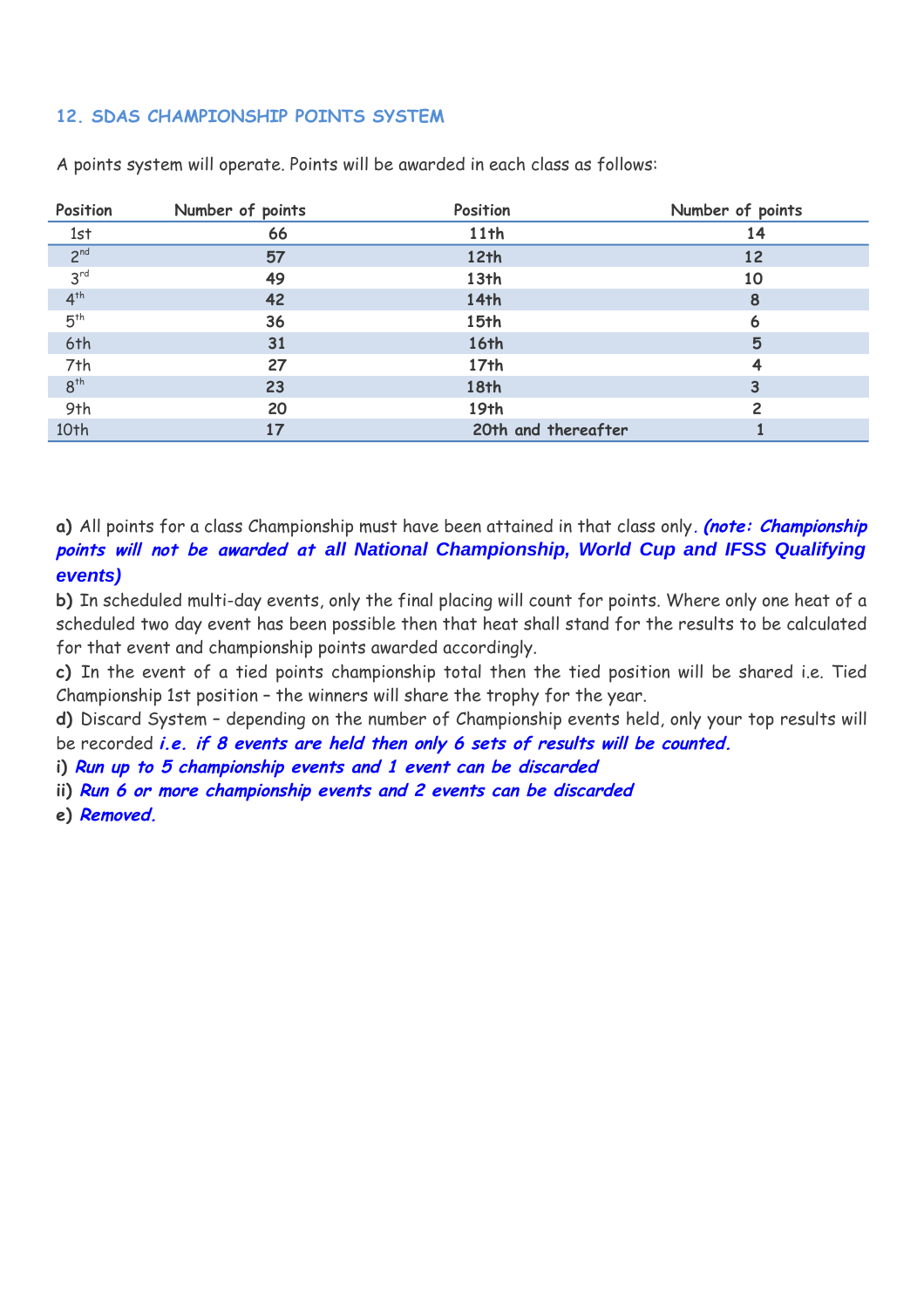## 12. SDAS CHAMPIONSHIP POINTS SYSTEM

A points system will operate. Points will be awarded in each class as follows:

| Position | Number of points | Position | Number of points |
|---|---|---|---|
| 1st | 66 | 11th | 14 |
| 2nd | 57 | 12th | 12 |
| 3rd | 49 | 13th | 10 |
| 4th | 42 | 14th | 8 |
| 5th | 36 | 15th | 6 |
| 6th | 31 | 16th | 5 |
| 7th | 27 | 17th | 4 |
| 8th | 23 | 18th | 3 |
| 9th | 20 | 19th | 2 |
| 10th | 17 | 20th and thereafter | 1 |

**a)** All points for a class Championship must have been attained in that class only. ***(note: Championship points will not be awarded at all National Championship, World Cup and IFSS Qualifying events)***

**b)** In scheduled multi-day events, only the final placing will count for points. Where only one heat of a scheduled two day event has been possible then that heat shall stand for the results to be calculated for that event and championship points awarded accordingly.

**c)** In the event of a tied points championship total then the tied position will be shared i.e. Tied Championship 1st position – the winners will share the trophy for the year.

**d)** Discard System – depending on the number of Championship events held, only your top results will be recorded ***i.e. if 8 events are held then only 6 sets of results will be counted.***

**i)** ***Run up to 5 championship events and 1 event can be discarded***

**ii)** ***Run 6 or more championship events and 2 events can be discarded***

**e)** ***Removed.***